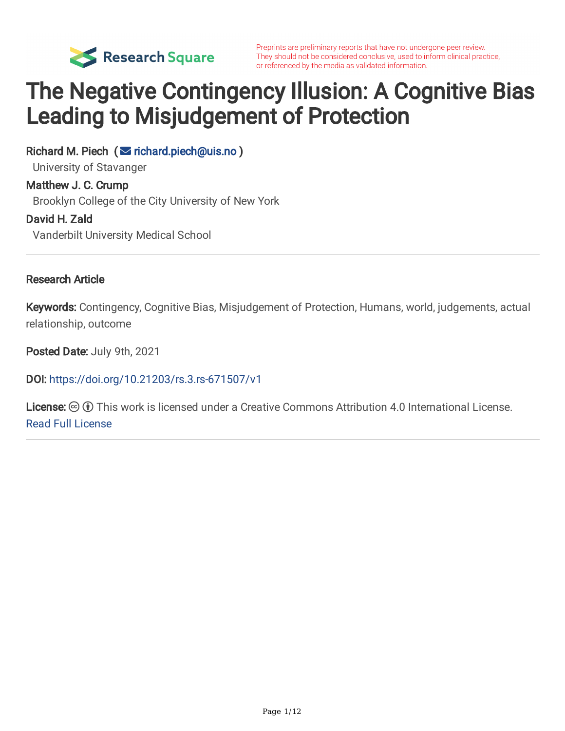Preprints are preliminary reports that have not undergone peer review. They should not be considered conclusive, used to inform clinical practice, or referenced by the media as validated information.

# The Negative Contingency Illusion: A Cognitive Bias Leading to Misjudgement of Protection

**Richard M. Piech** (richard.piech@uis.no)
University of Stavanger

**Matthew J. C. Crump**
Brooklyn College of the City University of New York

**David H. Zald**
Vanderbilt University Medical School

---

**Research Article**

**Keywords:** Contingency, Cognitive Bias, Misjudgement of Protection, Humans, world, judgements, actual relationship, outcome

**Posted Date:** July 9th, 2021

**DOI:** https://doi.org/10.21203/rs.3.rs-671507/v1

**License:** This work is licensed under a Creative Commons Attribution 4.0 International License.
Read Full License

---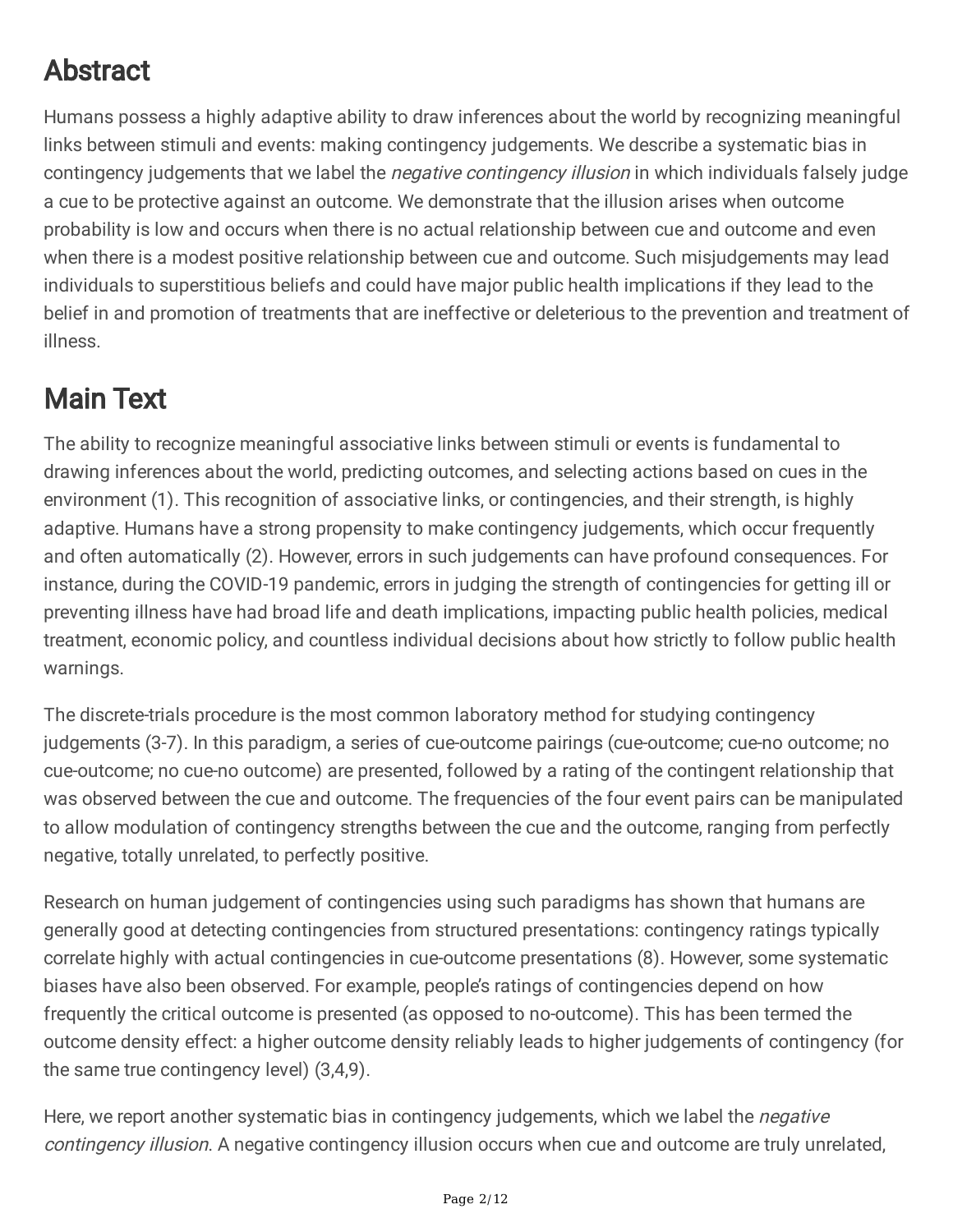## Abstract

Humans possess a highly adaptive ability to draw inferences about the world by recognizing meaningful links between stimuli and events: making contingency judgements. We describe a systematic bias in contingency judgements that we label the *negative contingency illusion* in which individuals falsely judge a cue to be protective against an outcome. We demonstrate that the illusion arises when outcome probability is low and occurs when there is no actual relationship between cue and outcome and even when there is a modest positive relationship between cue and outcome. Such misjudgements may lead individuals to superstitious beliefs and could have major public health implications if they lead to the belief in and promotion of treatments that are ineffective or deleterious to the prevention and treatment of illness.

## Main Text

The ability to recognize meaningful associative links between stimuli or events is fundamental to drawing inferences about the world, predicting outcomes, and selecting actions based on cues in the environment (1). This recognition of associative links, or contingencies, and their strength, is highly adaptive. Humans have a strong propensity to make contingency judgements, which occur frequently and often automatically (2). However, errors in such judgements can have profound consequences. For instance, during the COVID-19 pandemic, errors in judging the strength of contingencies for getting ill or preventing illness have had broad life and death implications, impacting public health policies, medical treatment, economic policy, and countless individual decisions about how strictly to follow public health warnings.

The discrete-trials procedure is the most common laboratory method for studying contingency judgements (3-7). In this paradigm, a series of cue-outcome pairings (cue-outcome; cue-no outcome; no cue-outcome; no cue-no outcome) are presented, followed by a rating of the contingent relationship that was observed between the cue and outcome. The frequencies of the four event pairs can be manipulated to allow modulation of contingency strengths between the cue and the outcome, ranging from perfectly negative, totally unrelated, to perfectly positive.

Research on human judgement of contingencies using such paradigms has shown that humans are generally good at detecting contingencies from structured presentations: contingency ratings typically correlate highly with actual contingencies in cue-outcome presentations (8). However, some systematic biases have also been observed. For example, people's ratings of contingencies depend on how frequently the critical outcome is presented (as opposed to no-outcome). This has been termed the outcome density effect: a higher outcome density reliably leads to higher judgements of contingency (for the same true contingency level) (3,4,9).

Here, we report another systematic bias in contingency judgements, which we label the *negative contingency illusion*. A negative contingency illusion occurs when cue and outcome are truly unrelated,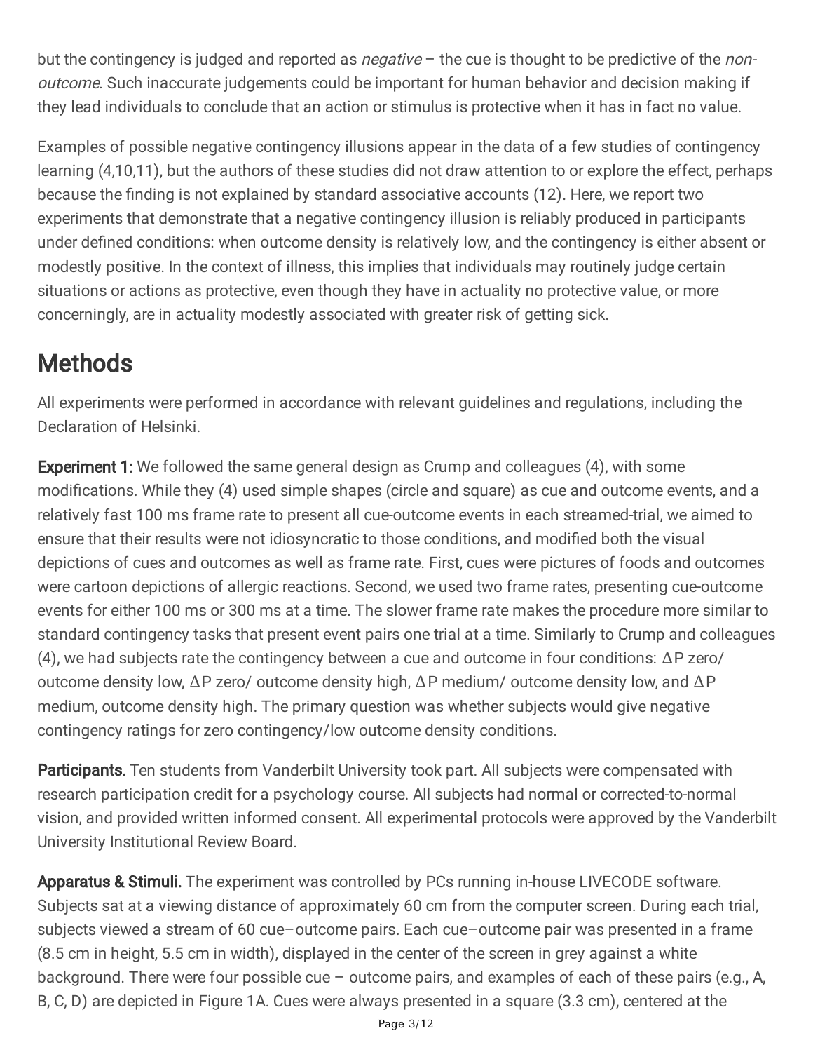but the contingency is judged and reported as *negative* – the cue is thought to be predictive of the *non-outcome*. Such inaccurate judgements could be important for human behavior and decision making if they lead individuals to conclude that an action or stimulus is protective when it has in fact no value.

Examples of possible negative contingency illusions appear in the data of a few studies of contingency learning (4,10,11), but the authors of these studies did not draw attention to or explore the effect, perhaps because the finding is not explained by standard associative accounts (12). Here, we report two experiments that demonstrate that a negative contingency illusion is reliably produced in participants under defined conditions: when outcome density is relatively low, and the contingency is either absent or modestly positive. In the context of illness, this implies that individuals may routinely judge certain situations or actions as protective, even though they have in actuality no protective value, or more concerningly, are in actuality modestly associated with greater risk of getting sick.

# Methods

All experiments were performed in accordance with relevant guidelines and regulations, including the Declaration of Helsinki.

**Experiment 1:** We followed the same general design as Crump and colleagues (4), with some modifications. While they (4) used simple shapes (circle and square) as cue and outcome events, and a relatively fast 100 ms frame rate to present all cue-outcome events in each streamed-trial, we aimed to ensure that their results were not idiosyncratic to those conditions, and modified both the visual depictions of cues and outcomes as well as frame rate. First, cues were pictures of foods and outcomes were cartoon depictions of allergic reactions. Second, we used two frame rates, presenting cue-outcome events for either 100 ms or 300 ms at a time. The slower frame rate makes the procedure more similar to standard contingency tasks that present event pairs one trial at a time. Similarly to Crump and colleagues (4), we had subjects rate the contingency between a cue and outcome in four conditions: $\Delta P$ zero/ outcome density low, $\Delta P$ zero/ outcome density high, $\Delta P$ medium/ outcome density low, and $\Delta P$ medium, outcome density high. The primary question was whether subjects would give negative contingency ratings for zero contingency/low outcome density conditions.

**Participants.** Ten students from Vanderbilt University took part. All subjects were compensated with research participation credit for a psychology course. All subjects had normal or corrected-to-normal vision, and provided written informed consent. All experimental protocols were approved by the Vanderbilt University Institutional Review Board.

**Apparatus & Stimuli.** The experiment was controlled by PCs running in-house LIVECODE software. Subjects sat at a viewing distance of approximately 60 cm from the computer screen. During each trial, subjects viewed a stream of 60 cue–outcome pairs. Each cue–outcome pair was presented in a frame (8.5 cm in height, 5.5 cm in width), displayed in the center of the screen in grey against a white background. There were four possible cue – outcome pairs, and examples of each of these pairs (e.g., A, B, C, D) are depicted in Figure 1A. Cues were always presented in a square (3.3 cm), centered at the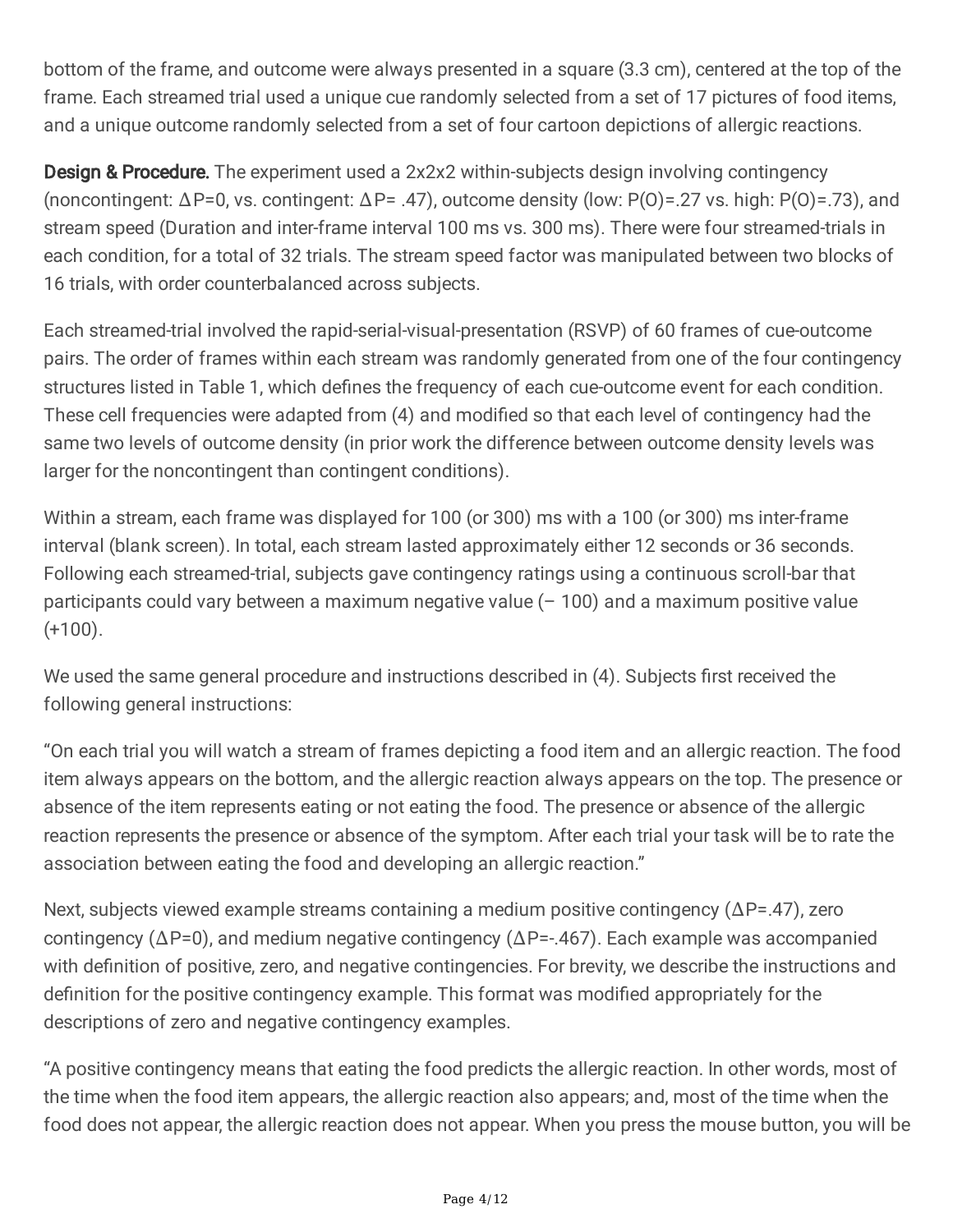bottom of the frame, and outcome were always presented in a square (3.3 cm), centered at the top of the frame. Each streamed trial used a unique cue randomly selected from a set of 17 pictures of food items, and a unique outcome randomly selected from a set of four cartoon depictions of allergic reactions.

**Design & Procedure.** The experiment used a 2x2x2 within-subjects design involving contingency (noncontingent: $\Delta P=0$, vs. contingent: $\Delta P= .47$), outcome density (low: $P(O)=.27$ vs. high: $P(O)=.73$), and stream speed (Duration and inter-frame interval 100 ms vs. 300 ms). There were four streamed-trials in each condition, for a total of 32 trials. The stream speed factor was manipulated between two blocks of 16 trials, with order counterbalanced across subjects.

Each streamed-trial involved the rapid-serial-visual-presentation (RSVP) of 60 frames of cue-outcome pairs. The order of frames within each stream was randomly generated from one of the four contingency structures listed in Table 1, which defines the frequency of each cue-outcome event for each condition. These cell frequencies were adapted from (4) and modified so that each level of contingency had the same two levels of outcome density (in prior work the difference between outcome density levels was larger for the noncontingent than contingent conditions).

Within a stream, each frame was displayed for 100 (or 300) ms with a 100 (or 300) ms inter-frame interval (blank screen). In total, each stream lasted approximately either 12 seconds or 36 seconds. Following each streamed-trial, subjects gave contingency ratings using a continuous scroll-bar that participants could vary between a maximum negative value (– 100) and a maximum positive value (+100).

We used the same general procedure and instructions described in (4). Subjects first received the following general instructions:

"On each trial you will watch a stream of frames depicting a food item and an allergic reaction. The food item always appears on the bottom, and the allergic reaction always appears on the top. The presence or absence of the item represents eating or not eating the food. The presence or absence of the allergic reaction represents the presence or absence of the symptom. After each trial your task will be to rate the association between eating the food and developing an allergic reaction."

Next, subjects viewed example streams containing a medium positive contingency ($\Delta P=.47$), zero contingency ($\Delta P=0$), and medium negative contingency ($\Delta P=-.467$). Each example was accompanied with definition of positive, zero, and negative contingencies. For brevity, we describe the instructions and definition for the positive contingency example. This format was modified appropriately for the descriptions of zero and negative contingency examples.

"A positive contingency means that eating the food predicts the allergic reaction. In other words, most of the time when the food item appears, the allergic reaction also appears; and, most of the time when the food does not appear, the allergic reaction does not appear. When you press the mouse button, you will be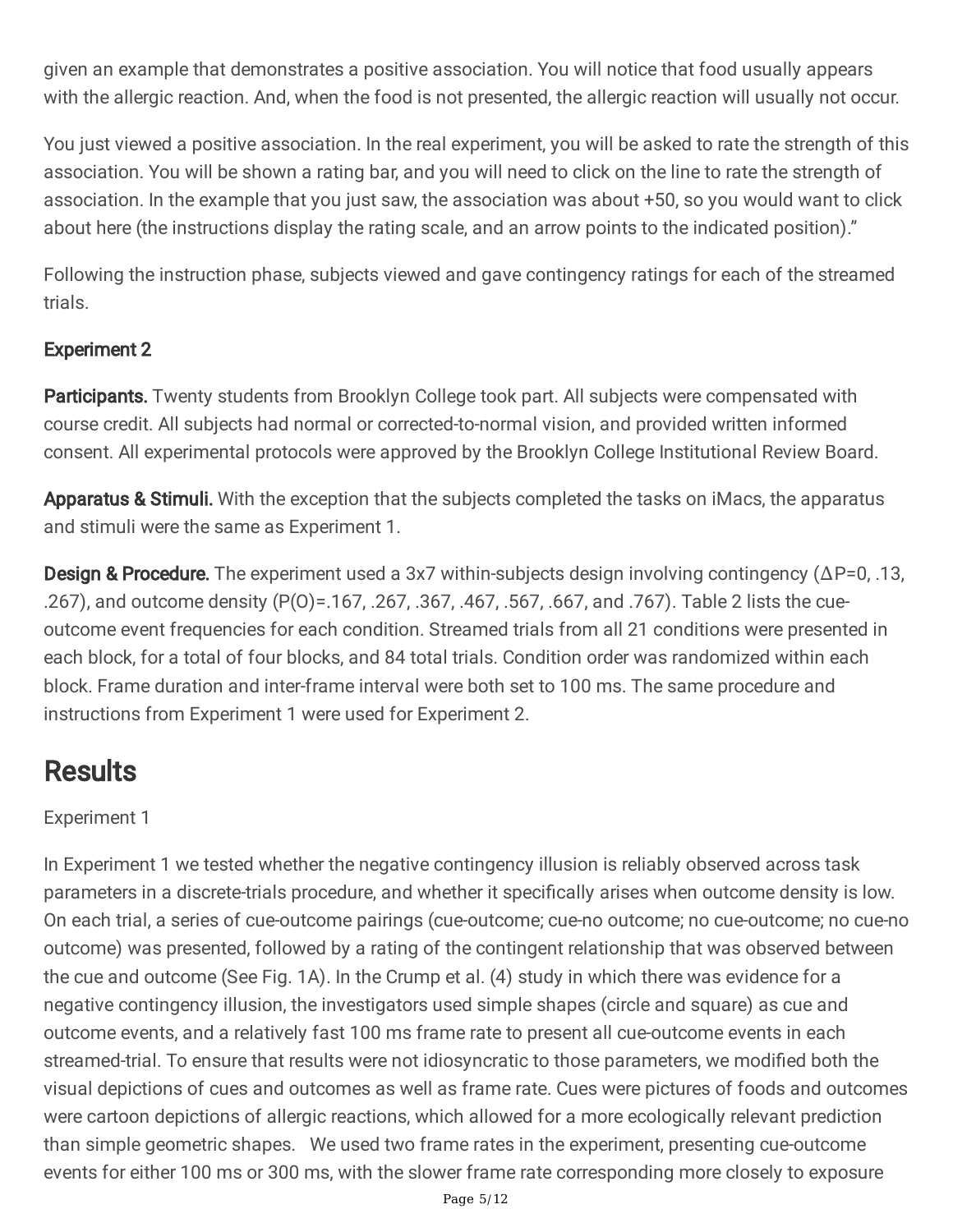given an example that demonstrates a positive association. You will notice that food usually appears with the allergic reaction. And, when the food is not presented, the allergic reaction will usually not occur.

You just viewed a positive association. In the real experiment, you will be asked to rate the strength of this association. You will be shown a rating bar, and you will need to click on the line to rate the strength of association. In the example that you just saw, the association was about +50, so you would want to click about here (the instructions display the rating scale, and an arrow points to the indicated position)."

Following the instruction phase, subjects viewed and gave contingency ratings for each of the streamed trials.

### Experiment 2

**Participants.** Twenty students from Brooklyn College took part. All subjects were compensated with course credit. All subjects had normal or corrected-to-normal vision, and provided written informed consent. All experimental protocols were approved by the Brooklyn College Institutional Review Board.

**Apparatus & Stimuli.** With the exception that the subjects completed the tasks on iMacs, the apparatus and stimuli were the same as Experiment 1.

**Design & Procedure.** The experiment used a 3x7 within-subjects design involving contingency ($\Delta P$=0, .13, .267), and outcome density ($P(O)$=.167, .267, .367, .467, .567, .667, and .767). Table 2 lists the cue-outcome event frequencies for each condition. Streamed trials from all 21 conditions were presented in each block, for a total of four blocks, and 84 total trials. Condition order was randomized within each block. Frame duration and inter-frame interval were both set to 100 ms. The same procedure and instructions from Experiment 1 were used for Experiment 2.

## Results

Experiment 1

In Experiment 1 we tested whether the negative contingency illusion is reliably observed across task parameters in a discrete-trials procedure, and whether it specifically arises when outcome density is low. On each trial, a series of cue-outcome pairings (cue-outcome; cue-no outcome; no cue-outcome; no cue-no outcome) was presented, followed by a rating of the contingent relationship that was observed between the cue and outcome (See Fig. 1A). In the Crump et al. (4) study in which there was evidence for a negative contingency illusion, the investigators used simple shapes (circle and square) as cue and outcome events, and a relatively fast 100 ms frame rate to present all cue-outcome events in each streamed-trial. To ensure that results were not idiosyncratic to those parameters, we modified both the visual depictions of cues and outcomes as well as frame rate. Cues were pictures of foods and outcomes were cartoon depictions of allergic reactions, which allowed for a more ecologically relevant prediction than simple geometric shapes. We used two frame rates in the experiment, presenting cue-outcome events for either 100 ms or 300 ms, with the slower frame rate corresponding more closely to exposure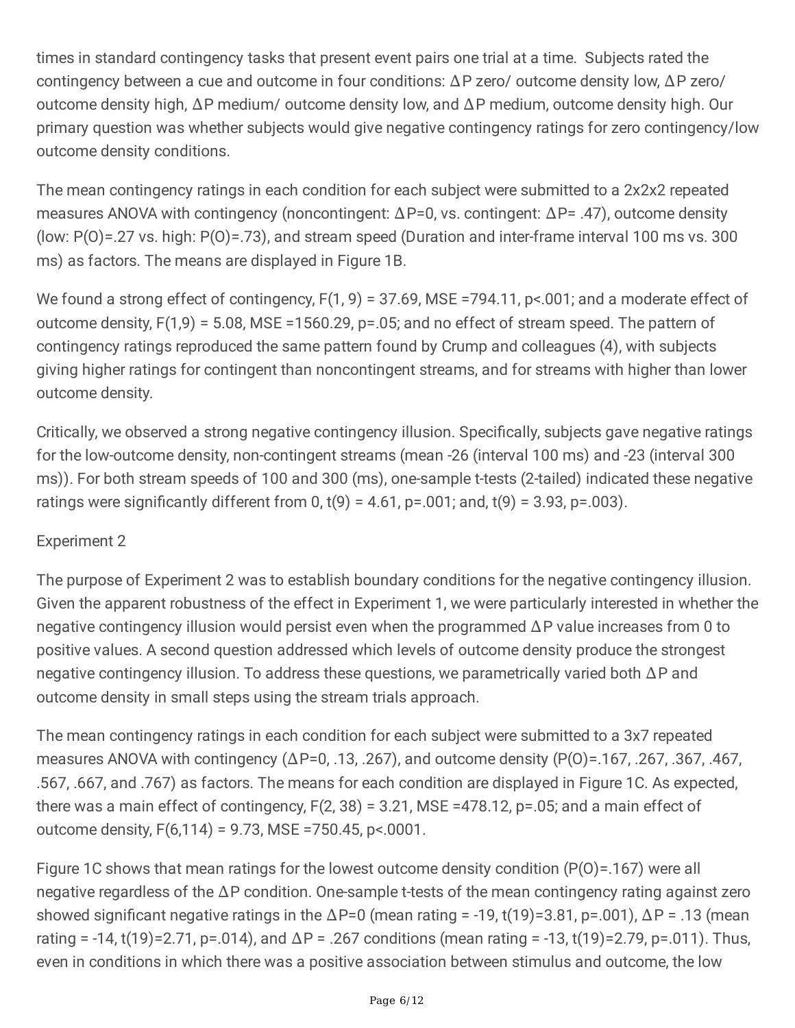times in standard contingency tasks that present event pairs one trial at a time. Subjects rated the contingency between a cue and outcome in four conditions: $\Delta P$ zero/ outcome density low, $\Delta P$ zero/ outcome density high, $\Delta P$ medium/ outcome density low, and $\Delta P$ medium, outcome density high. Our primary question was whether subjects would give negative contingency ratings for zero contingency/low outcome density conditions.

The mean contingency ratings in each condition for each subject were submitted to a 2x2x2 repeated measures ANOVA with contingency (noncontingent: $\Delta P=0$, vs. contingent: $\Delta P= .47$), outcome density (low: $P(O)=.27$ vs. high: $P(O)=.73$), and stream speed (Duration and inter-frame interval 100 ms vs. 300 ms) as factors. The means are displayed in Figure 1B.

We found a strong effect of contingency, $F(1, 9) = 37.69$, $MSE =794.11$, $p<.001$; and a moderate effect of outcome density, $F(1,9) = 5.08$, $MSE =1560.29$, $p=.05$; and no effect of stream speed. The pattern of contingency ratings reproduced the same pattern found by Crump and colleagues (4), with subjects giving higher ratings for contingent than noncontingent streams, and for streams with higher than lower outcome density.

Critically, we observed a strong negative contingency illusion. Specifically, subjects gave negative ratings for the low-outcome density, non-contingent streams (mean -26 (interval 100 ms) and -23 (interval 300 ms)). For both stream speeds of 100 and 300 (ms), one-sample t-tests (2-tailed) indicated these negative ratings were significantly different from 0, $t(9) = 4.61$, $p=.001$; and, $t(9) = 3.93$, $p=.003$).

Experiment 2

The purpose of Experiment 2 was to establish boundary conditions for the negative contingency illusion. Given the apparent robustness of the effect in Experiment 1, we were particularly interested in whether the negative contingency illusion would persist even when the programmed $\Delta P$ value increases from 0 to positive values. A second question addressed which levels of outcome density produce the strongest negative contingency illusion. To address these questions, we parametrically varied both $\Delta P$ and outcome density in small steps using the stream trials approach.

The mean contingency ratings in each condition for each subject were submitted to a 3x7 repeated measures ANOVA with contingency ($\Delta P=0$, .13, .267), and outcome density ($P(O)=.167$, .267, .367, .467, .567, .667, and .767) as factors. The means for each condition are displayed in Figure 1C. As expected, there was a main effect of contingency, $F(2, 38) = 3.21$, $MSE =478.12$, $p=.05$; and a main effect of outcome density, $F(6,114) = 9.73$, $MSE =750.45$, $p<.0001$.

Figure 1C shows that mean ratings for the lowest outcome density condition ($P(O)=.167$) were all negative regardless of the $\Delta P$ condition. One-sample t-tests of the mean contingency rating against zero showed significant negative ratings in the $\Delta P=0$ (mean rating = -19, $t(19)=3.81$, $p=.001$), $\Delta P = .13$ (mean rating = -14, $t(19)=2.71$, $p=.014$), and $\Delta P = .267$ conditions (mean rating = -13, $t(19)=2.79$, $p=.011$). Thus, even in conditions in which there was a positive association between stimulus and outcome, the low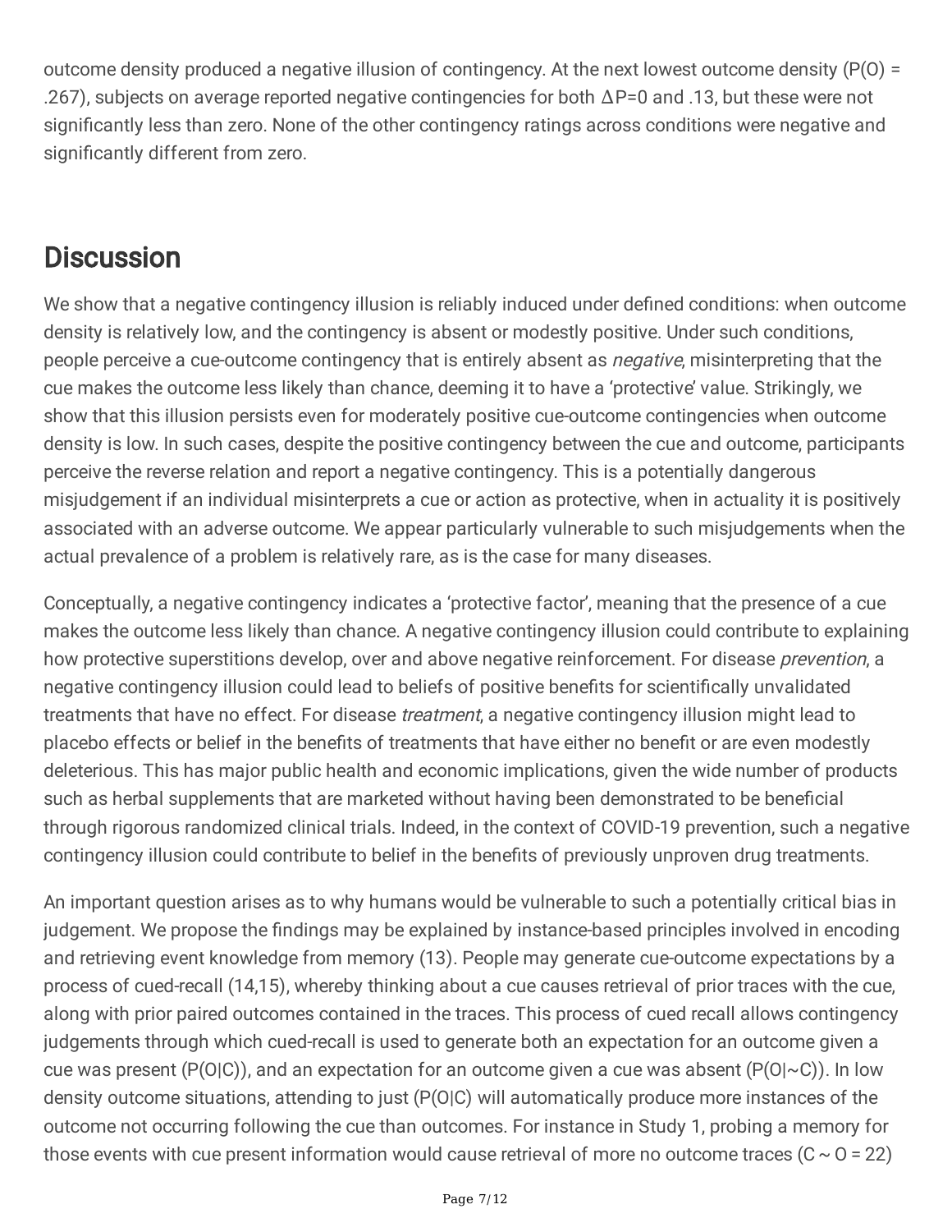outcome density produced a negative illusion of contingency. At the next lowest outcome density (P(O) = .267), subjects on average reported negative contingencies for both $\Delta P=0$ and .13, but these were not significantly less than zero. None of the other contingency ratings across conditions were negative and significantly different from zero.

## Discussion

We show that a negative contingency illusion is reliably induced under defined conditions: when outcome density is relatively low, and the contingency is absent or modestly positive. Under such conditions, people perceive a cue-outcome contingency that is entirely absent as *negative*, misinterpreting that the cue makes the outcome less likely than chance, deeming it to have a 'protective' value. Strikingly, we show that this illusion persists even for moderately positive cue-outcome contingencies when outcome density is low. In such cases, despite the positive contingency between the cue and outcome, participants perceive the reverse relation and report a negative contingency. This is a potentially dangerous misjudgement if an individual misinterprets a cue or action as protective, when in actuality it is positively associated with an adverse outcome. We appear particularly vulnerable to such misjudgements when the actual prevalence of a problem is relatively rare, as is the case for many diseases.

Conceptually, a negative contingency indicates a 'protective factor', meaning that the presence of a cue makes the outcome less likely than chance. A negative contingency illusion could contribute to explaining how protective superstitions develop, over and above negative reinforcement. For disease *prevention*, a negative contingency illusion could lead to beliefs of positive benefits for scientifically unvalidated treatments that have no effect. For disease *treatment*, a negative contingency illusion might lead to placebo effects or belief in the benefits of treatments that have either no benefit or are even modestly deleterious. This has major public health and economic implications, given the wide number of products such as herbal supplements that are marketed without having been demonstrated to be beneficial through rigorous randomized clinical trials. Indeed, in the context of COVID-19 prevention, such a negative contingency illusion could contribute to belief in the benefits of previously unproven drug treatments.

An important question arises as to why humans would be vulnerable to such a potentially critical bias in judgement. We propose the findings may be explained by instance-based principles involved in encoding and retrieving event knowledge from memory (13). People may generate cue-outcome expectations by a process of cued-recall (14,15), whereby thinking about a cue causes retrieval of prior traces with the cue, along with prior paired outcomes contained in the traces. This process of cued recall allows contingency judgements through which cued-recall is used to generate both an expectation for an outcome given a cue was present (P(O|C)), and an expectation for an outcome given a cue was absent (P(O|~C)). In low density outcome situations, attending to just (P(O|C) will automatically produce more instances of the outcome not occurring following the cue than outcomes. For instance in Study 1, probing a memory for those events with cue present information would cause retrieval of more no outcome traces (C ~ O = 22)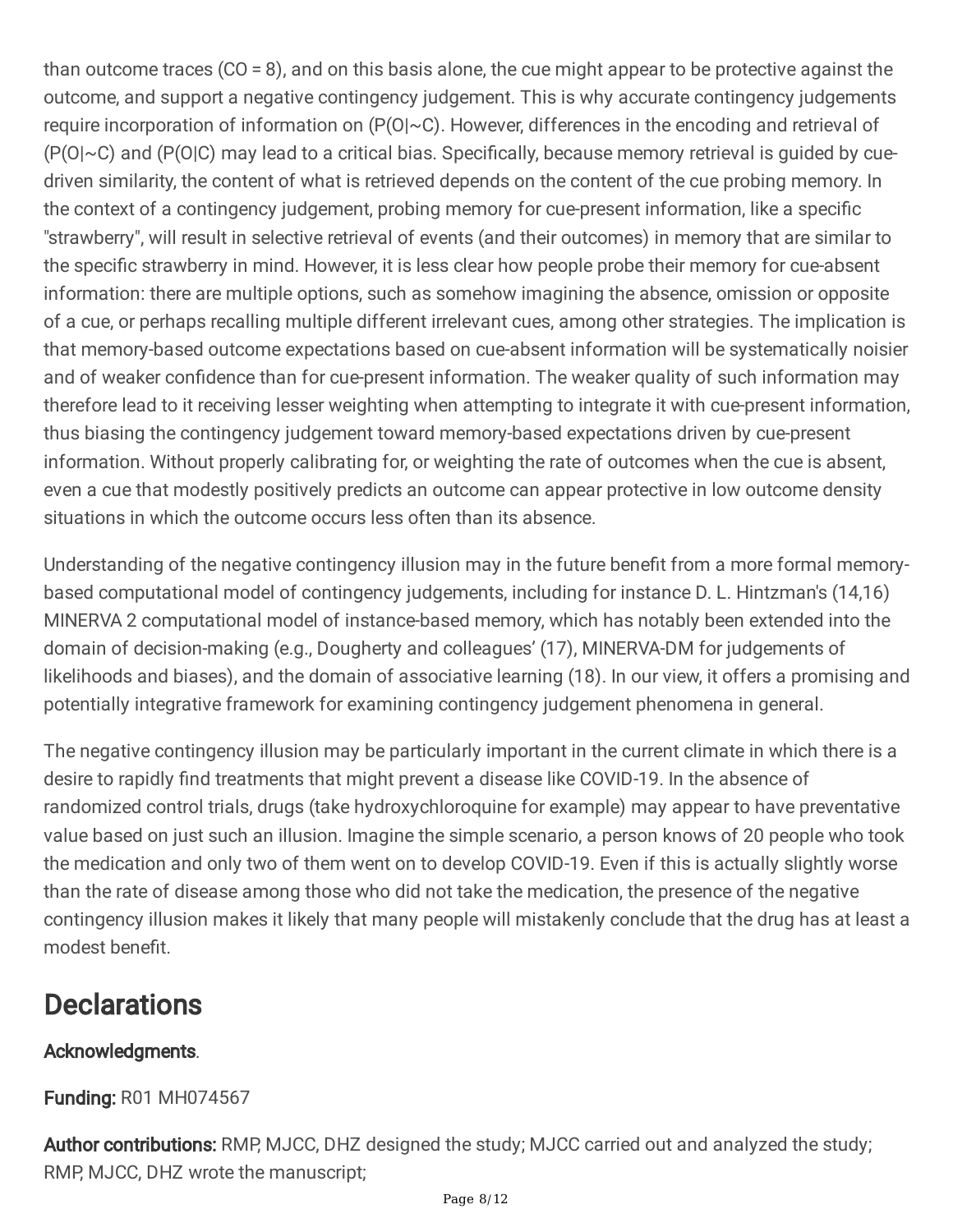than outcome traces (CO = 8), and on this basis alone, the cue might appear to be protective against the outcome, and support a negative contingency judgement. This is why accurate contingency judgements require incorporation of information on (P(O|~C). However, differences in the encoding and retrieval of (P(O|~C) and (P(O|C) may lead to a critical bias. Specifically, because memory retrieval is guided by cue-driven similarity, the content of what is retrieved depends on the content of the cue probing memory. In the context of a contingency judgement, probing memory for cue-present information, like a specific "strawberry", will result in selective retrieval of events (and their outcomes) in memory that are similar to the specific strawberry in mind. However, it is less clear how people probe their memory for cue-absent information: there are multiple options, such as somehow imagining the absence, omission or opposite of a cue, or perhaps recalling multiple different irrelevant cues, among other strategies. The implication is that memory-based outcome expectations based on cue-absent information will be systematically noisier and of weaker confidence than for cue-present information. The weaker quality of such information may therefore lead to it receiving lesser weighting when attempting to integrate it with cue-present information, thus biasing the contingency judgement toward memory-based expectations driven by cue-present information. Without properly calibrating for, or weighting the rate of outcomes when the cue is absent, even a cue that modestly positively predicts an outcome can appear protective in low outcome density situations in which the outcome occurs less often than its absence.

Understanding of the negative contingency illusion may in the future benefit from a more formal memory-based computational model of contingency judgements, including for instance D. L. Hintzman's (14,16) MINERVA 2 computational model of instance-based memory, which has notably been extended into the domain of decision-making (e.g., Dougherty and colleagues' (17), MINERVA-DM for judgements of likelihoods and biases), and the domain of associative learning (18). In our view, it offers a promising and potentially integrative framework for examining contingency judgement phenomena in general.

The negative contingency illusion may be particularly important in the current climate in which there is a desire to rapidly find treatments that might prevent a disease like COVID-19. In the absence of randomized control trials, drugs (take hydroxychloroquine for example) may appear to have preventative value based on just such an illusion. Imagine the simple scenario, a person knows of 20 people who took the medication and only two of them went on to develop COVID-19. Even if this is actually slightly worse than the rate of disease among those who did not take the medication, the presence of the negative contingency illusion makes it likely that many people will mistakenly conclude that the drug has at least a modest benefit.

# Declarations

**Acknowledgments**.

**Funding:** R01 MH074567

**Author contributions:** RMP, MJCC, DHZ designed the study; MJCC carried out and analyzed the study; RMP, MJCC, DHZ wrote the manuscript;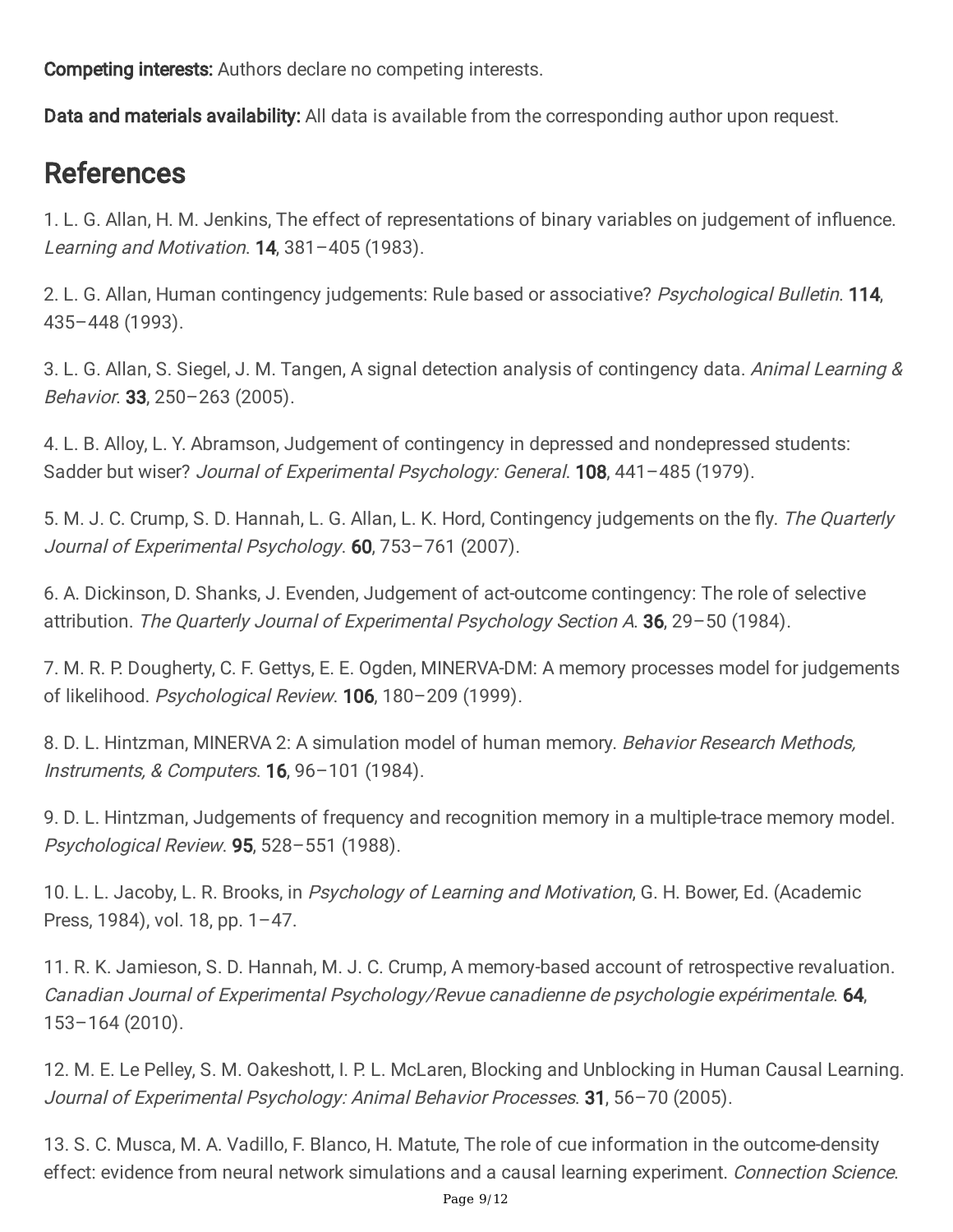**Competing interests:** Authors declare no competing interests.

**Data and materials availability:** All data is available from the corresponding author upon request.

# References

1. L. G. Allan, H. M. Jenkins, The effect of representations of binary variables on judgement of influence. *Learning and Motivation*. **14**, 381–405 (1983).

2. L. G. Allan, Human contingency judgements: Rule based or associative? *Psychological Bulletin*. **114**, 435–448 (1993).

3. L. G. Allan, S. Siegel, J. M. Tangen, A signal detection analysis of contingency data. *Animal Learning & Behavior*. **33**, 250–263 (2005).

4. L. B. Alloy, L. Y. Abramson, Judgement of contingency in depressed and nondepressed students: Sadder but wiser? *Journal of Experimental Psychology: General*. **108**, 441–485 (1979).

5. M. J. C. Crump, S. D. Hannah, L. G. Allan, L. K. Hord, Contingency judgements on the fly. *The Quarterly Journal of Experimental Psychology*. **60**, 753–761 (2007).

6. A. Dickinson, D. Shanks, J. Evenden, Judgement of act-outcome contingency: The role of selective attribution. *The Quarterly Journal of Experimental Psychology Section A*. **36**, 29–50 (1984).

7. M. R. P. Dougherty, C. F. Gettys, E. E. Ogden, MINERVA-DM: A memory processes model for judgements of likelihood. *Psychological Review*. **106**, 180–209 (1999).

8. D. L. Hintzman, MINERVA 2: A simulation model of human memory. *Behavior Research Methods, Instruments, & Computers*. **16**, 96–101 (1984).

9. D. L. Hintzman, Judgements of frequency and recognition memory in a multiple-trace memory model. *Psychological Review*. **95**, 528–551 (1988).

10. L. L. Jacoby, L. R. Brooks, in *Psychology of Learning and Motivation*, G. H. Bower, Ed. (Academic Press, 1984), vol. 18, pp. 1–47.

11. R. K. Jamieson, S. D. Hannah, M. J. C. Crump, A memory-based account of retrospective revaluation. *Canadian Journal of Experimental Psychology/Revue canadienne de psychologie expérimentale*. **64**, 153–164 (2010).

12. M. E. Le Pelley, S. M. Oakeshott, I. P. L. McLaren, Blocking and Unblocking in Human Causal Learning. *Journal of Experimental Psychology: Animal Behavior Processes*. **31**, 56–70 (2005).

13. S. C. Musca, M. A. Vadillo, F. Blanco, H. Matute, The role of cue information in the outcome-density effect: evidence from neural network simulations and a causal learning experiment. *Connection Science*.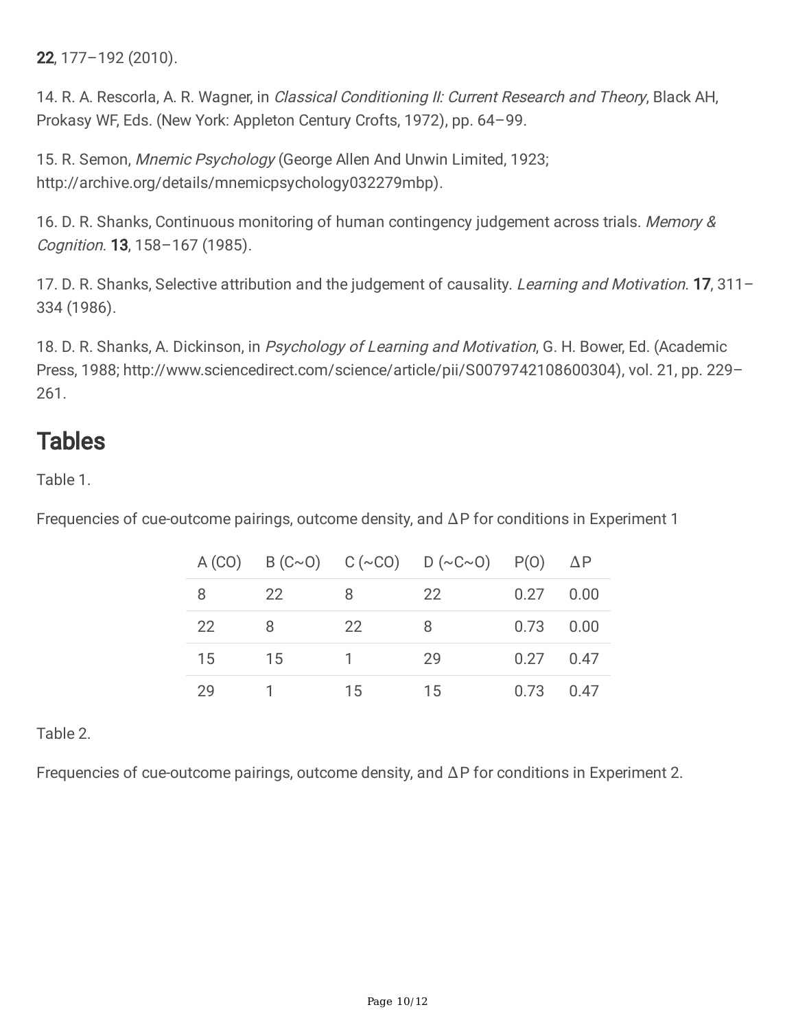**22**, 177–192 (2010).

14. R. A. Rescorla, A. R. Wagner, in *Classical Conditioning II: Current Research and Theory*, Black AH, Prokasy WF, Eds. (New York: Appleton Century Crofts, 1972), pp. 64–99.

15. R. Semon, *Mnemic Psychology* (George Allen And Unwin Limited, 1923; http://archive.org/details/mnemicpsychology032279mbp).

16. D. R. Shanks, Continuous monitoring of human contingency judgement across trials. *Memory & Cognition*. **13**, 158–167 (1985).

17. D. R. Shanks, Selective attribution and the judgement of causality. *Learning and Motivation*. **17**, 311–334 (1986).

18. D. R. Shanks, A. Dickinson, in *Psychology of Learning and Motivation*, G. H. Bower, Ed. (Academic Press, 1988; http://www.sciencedirect.com/science/article/pii/S0079742108600304), vol. 21, pp. 229–261.

## Tables

Table 1.

Frequencies of cue-outcome pairings, outcome density, and ΔP for conditions in Experiment 1

| A (CO) | B (C~O) | C (~CO) | D (~C~O) | P(O) | ΔP |
|---|---|---|---|---|---|
| 8 | 22 | 8 | 22 | 0.27 | 0.00 |
| 22 | 8 | 22 | 8 | 0.73 | 0.00 |
| 15 | 15 | 1 | 29 | 0.27 | 0.47 |
| 29 | 1 | 15 | 15 | 0.73 | 0.47 |

Table 2.

Frequencies of cue-outcome pairings, outcome density, and ΔP for conditions in Experiment 2.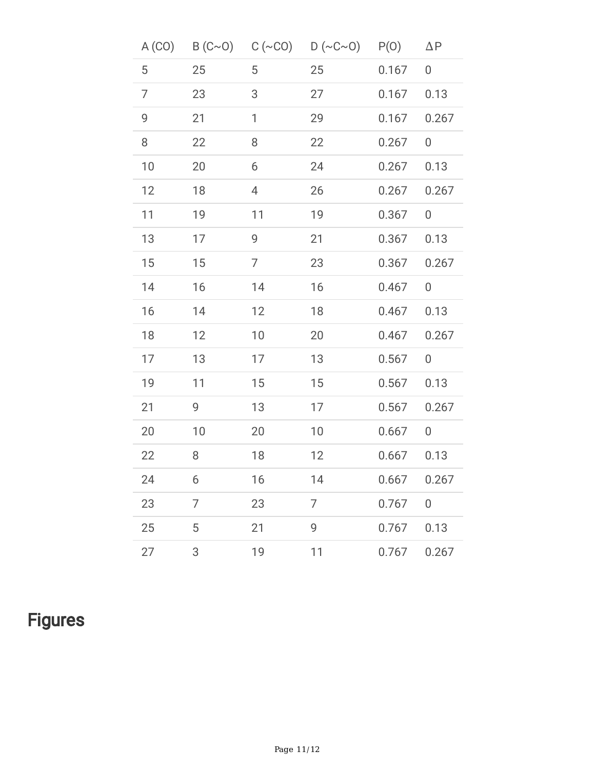| A (CO) | B (C~O) | C (~CO) | D (~C~O) | P(O) | ΔP |
| --- | --- | --- | --- | --- | --- |
| 5 | 25 | 5 | 25 | 0.167 | 0 |
| 7 | 23 | 3 | 27 | 0.167 | 0.13 |
| 9 | 21 | 1 | 29 | 0.167 | 0.267 |
| 8 | 22 | 8 | 22 | 0.267 | 0 |
| 10 | 20 | 6 | 24 | 0.267 | 0.13 |
| 12 | 18 | 4 | 26 | 0.267 | 0.267 |
| 11 | 19 | 11 | 19 | 0.367 | 0 |
| 13 | 17 | 9 | 21 | 0.367 | 0.13 |
| 15 | 15 | 7 | 23 | 0.367 | 0.267 |
| 14 | 16 | 14 | 16 | 0.467 | 0 |
| 16 | 14 | 12 | 18 | 0.467 | 0.13 |
| 18 | 12 | 10 | 20 | 0.467 | 0.267 |
| 17 | 13 | 17 | 13 | 0.567 | 0 |
| 19 | 11 | 15 | 15 | 0.567 | 0.13 |
| 21 | 9 | 13 | 17 | 0.567 | 0.267 |
| 20 | 10 | 20 | 10 | 0.667 | 0 |
| 22 | 8 | 18 | 12 | 0.667 | 0.13 |
| 24 | 6 | 16 | 14 | 0.667 | 0.267 |
| 23 | 7 | 23 | 7 | 0.767 | 0 |
| 25 | 5 | 21 | 9 | 0.767 | 0.13 |
| 27 | 3 | 19 | 11 | 0.767 | 0.267 |

# Figures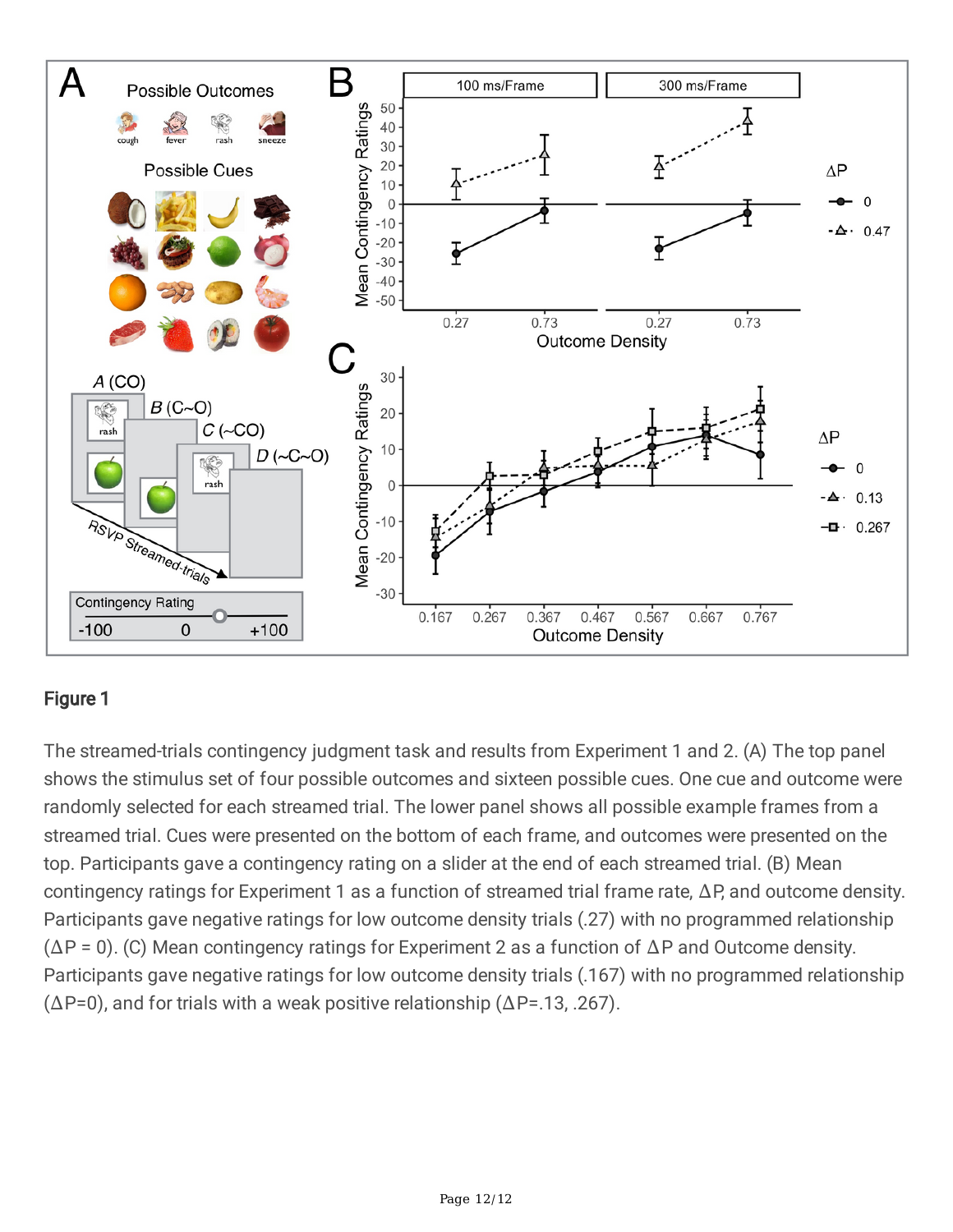A

Possible Outcomes

cough fever rash sneeze

Possible Cues

A (CO)

B (C~O)

C (~CO)

D (~C~O)

rash

RSVP Streamed-trials

Contingency Rating

-100 0 +100

B

100 ms/Frame

300 ms/Frame

Mean Contingency Ratings

50 40 30 20 10 0 -10 -20 -30 -40 -50

0.27 0.73 0.27 0.73

Outcome Density

ΔP

0

0.47

C

Mean Contingency Ratings

30 20 10 0 -10 -20 -30

0.167 0.267 0.367 0.467 0.567 0.667 0.767

Outcome Density

ΔP

0

0.13

0.267

**Figure 1**

The streamed-trials contingency judgment task and results from Experiment 1 and 2. (A) The top panel shows the stimulus set of four possible outcomes and sixteen possible cues. One cue and outcome were randomly selected for each streamed trial. The lower panel shows all possible example frames from a streamed trial. Cues were presented on the bottom of each frame, and outcomes were presented on the top. Participants gave a contingency rating on a slider at the end of each streamed trial. (B) Mean contingency ratings for Experiment 1 as a function of streamed trial frame rate, ΔP, and outcome density. Participants gave negative ratings for low outcome density trials (.27) with no programmed relationship (ΔP = 0). (C) Mean contingency ratings for Experiment 2 as a function of ΔP and Outcome density. Participants gave negative ratings for low outcome density trials (.167) with no programmed relationship (ΔP=0), and for trials with a weak positive relationship (ΔP=.13, .267).